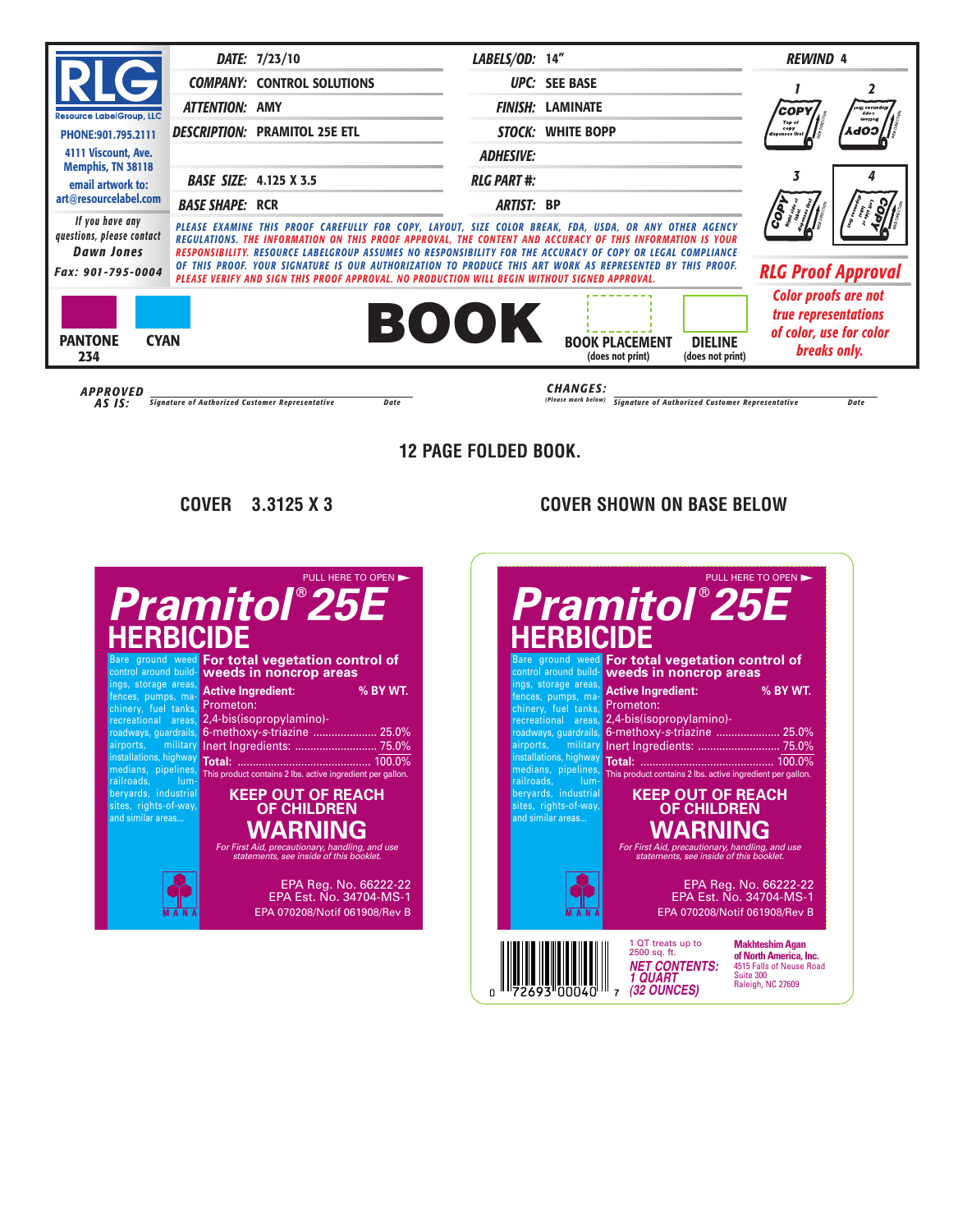**RLG** Resource LabelGroup, LLC

PHONE:901.795.2111
4111 Viscount, Ave.
Memphis, TN 38118
email artwork to:
art@resourcelabel.com

If you have any questions, please contact **Dawn Jones**
Fax: 901-795-0004

| | | | |
|---|---|---|---|
| **DATE:** | 7/23/10 | **LABELS/OD:** | 14" |
| **COMPANY:** | CONTROL SOLUTIONS | **UPC:** | SEE BASE |
| **ATTENTION:** | AMY | **FINISH:** | LAMINATE |
| **DESCRIPTION:** | PRAMITOL 25E ETL | **STOCK:** | WHITE BOPP |
| | | **ADHESIVE:** | |
| **BASE SIZE:** | 4.125 X 3.5 | **RLG PART #:** | |
| **BASE SHAPE:** | RCR | **ARTIST:** | BP |

**REWIND** 4

PLEASE EXAMINE THIS PROOF CAREFULLY FOR COPY, LAYOUT, SIZE COLOR BREAK, FDA, USDA, OR ANY OTHER AGENCY REGULATIONS. THE INFORMATION ON THIS PROOF APPROVAL, THE CONTENT AND ACCURACY OF THIS INFORMATION IS YOUR RESPONSIBILITY. RESOURCE LABELGROUP ASSUMES NO RESPONSIBILITY FOR THE ACCURACY OF COPY OR LEGAL COMPLIANCE OF THIS PROOF. YOUR SIGNATURE IS OUR AUTHORIZATION TO PRODUCE THIS ART WORK AS REPRESENTED BY THIS PROOF. PLEASE VERIFY AND SIGN THIS PROOF APPROVAL. NO PRODUCTION WILL BEGIN WITHOUT SIGNED APPROVAL.

**RLG Proof Approval**

Color proofs are not true representations of color, use for color breaks only.

PANTONE 234 | CYAN

**BOOK** | BOOK PLACEMENT (does not print) | DIELINE (does not print)

APPROVED AS IS: ______ Signature of Authorized Customer Representative ______ Date

CHANGES: (Please mark below) ______ Signature of Authorized Customer Representative ______ Date

## 12 PAGE FOLDED BOOK.

**COVER 3.3125 X 3** | **COVER SHOWN ON BASE BELOW**

PULL HERE TO OPEN ►

# Pramitol® 25E HERBICIDE

Bare ground weed control around buildings, storage areas, fences, pumps, machinery, fuel tanks, recreational areas, roadways, guardrails, airports, military installations, highway medians, pipelines, railroads, lumberyards, industrial sites, rights-of-way, and similar areas...

**For total vegetation control of weeds in noncrop areas**

| **Active Ingredient:** | **% BY WT.** |
|---|---|
| Prometon: 2,4-bis(isopropylamino)-6-methoxy-*s*-triazine | 25.0% |
| Inert Ingredients: | 75.0% |
| **Total:** | 100.0% |

This product contains 2 lbs. active ingredient per gallon.

**KEEP OUT OF REACH OF CHILDREN**

# WARNING

*For First Aid, precautionary, handling, and use statements, see inside of this booklet.*

MANA

EPA Reg. No. 66222-22
EPA Est. No. 34704-MS-1
EPA 070208/Notif 061908/Rev B

0 72693 00040 7

1 QT treats up to 2500 sq. ft.

**NET CONTENTS: 1 QUART (32 OUNCES)**

**Makhteshim Agan of North America, Inc.**
4515 Falls of Neuse Road
Suite 300
Raleigh, NC 27609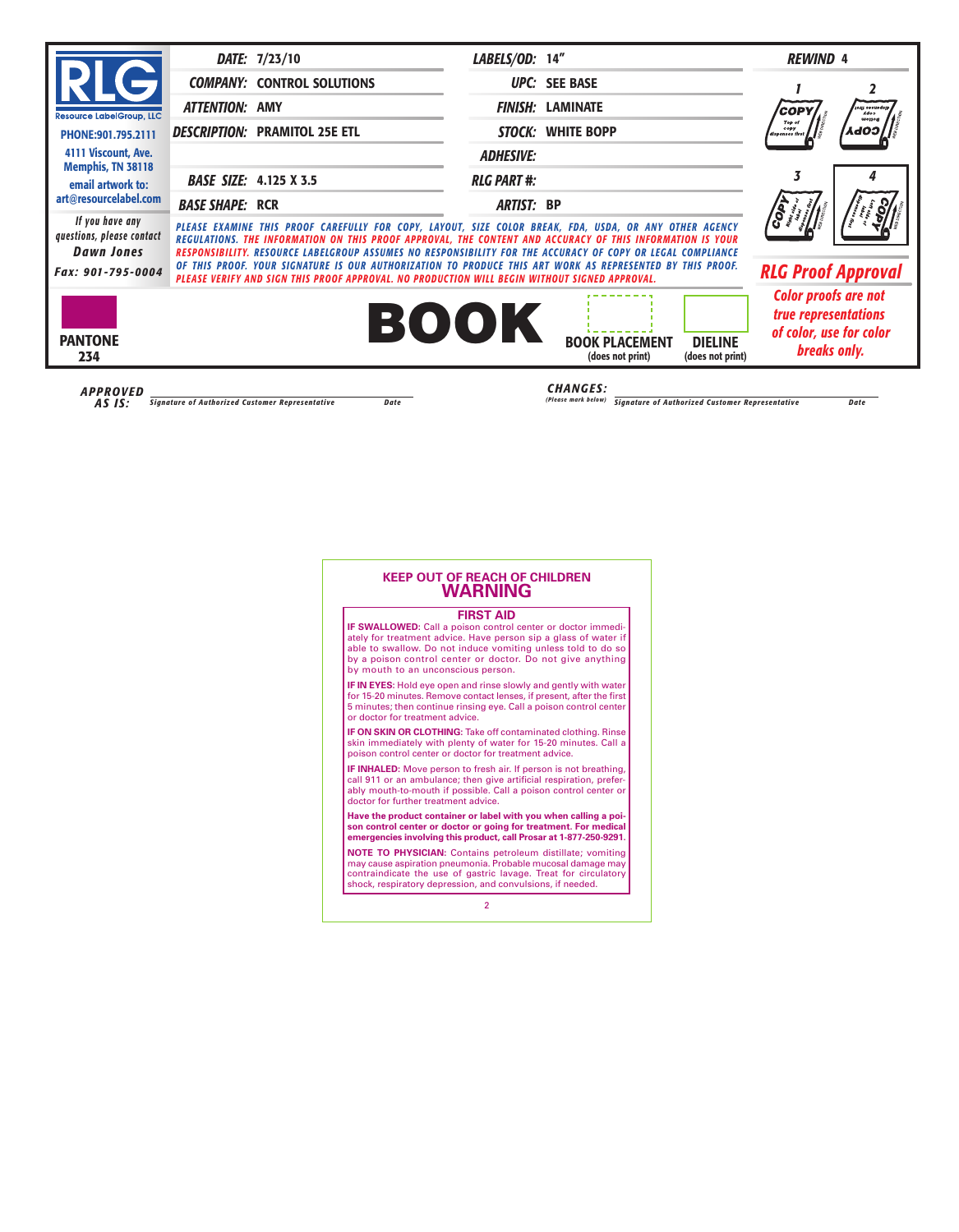| | DATE: 7/23/10 | LABELS/OD: 14" | REWIND 4 |
|---|---|---|---|
| **RLG** Resource LabelGroup, LLC | COMPANY: CONTROL SOLUTIONS | UPC: SEE BASE | |
| PHONE:901.795.2111 | ATTENTION: AMY | FINISH: LAMINATE | |
| 4111 Viscount, Ave. Memphis, TN 38118 | DESCRIPTION: PRAMITOL 25E ETL | STOCK: WHITE BOPP | |
| email artwork to: art@resourcelabel.com | | ADHESIVE: | |
| | BASE SIZE: 4.125 X 3.5 | RLG PART #: | |
| | BASE SHAPE: RCR | ARTIST: BP | |

If you have any questions, please contact **Dawn Jones**

Fax: 901-795-0004

PLEASE EXAMINE THIS PROOF CAREFULLY FOR COPY, LAYOUT, SIZE COLOR BREAK, FDA, USDA, OR ANY OTHER AGENCY REGULATIONS. THE INFORMATION ON THIS PROOF APPROVAL, THE CONTENT AND ACCURACY OF THIS INFORMATION IS YOUR RESPONSIBILITY. RESOURCE LABELGROUP ASSUMES NO RESPONSIBILITY FOR THE ACCURACY OF COPY OR LEGAL COMPLIANCE OF THIS PROOF. YOUR SIGNATURE IS OUR AUTHORIZATION TO PRODUCE THIS ART WORK AS REPRESENTED BY THIS PROOF. PLEASE VERIFY AND SIGN THIS PROOF APPROVAL. NO PRODUCTION WILL BEGIN WITHOUT SIGNED APPROVAL.

**RLG Proof Approval**

PANTONE 234

**BOOK**

BOOK PLACEMENT (does not print)

DIELINE (does not print)

*Color proofs are not true representations of color, use for color breaks only.*

APPROVED AS IS: ______________________ Signature of Authorized Customer Representative  Date

CHANGES: (Please mark below) ______________________ Signature of Authorized Customer Representative  Date

**KEEP OUT OF REACH OF CHILDREN**

## WARNING

### FIRST AID

**IF SWALLOWED:** Call a poison control center or doctor immediately for treatment advice. Have person sip a glass of water if able to swallow. Do not induce vomiting unless told to do so by a poison control center or doctor. Do not give anything by mouth to an unconscious person.

**IF IN EYES:** Hold eye open and rinse slowly and gently with water for 15-20 minutes. Remove contact lenses, if present, after the first 5 minutes; then continue rinsing eye. Call a poison control center or doctor for treatment advice.

**IF ON SKIN OR CLOTHING:** Take off contaminated clothing. Rinse skin immediately with plenty of water for 15-20 minutes. Call a poison control center or doctor for treatment advice.

**IF INHALED:** Move person to fresh air. If person is not breathing, call 911 or an ambulance; then give artificial respiration, preferably mouth-to-mouth if possible. Call a poison control center or doctor for further treatment advice.

**Have the product container or label with you when calling a poison control center or doctor or going for treatment. For medical emergencies involving this product, call Prosar at 1-877-250-9291.**

**NOTE TO PHYSICIAN:** Contains petroleum distillate; vomiting may cause aspiration pneumonia. Probable mucosal damage may contraindicate the use of gastric lavage. Treat for circulatory shock, respiratory depression, and convulsions, if needed.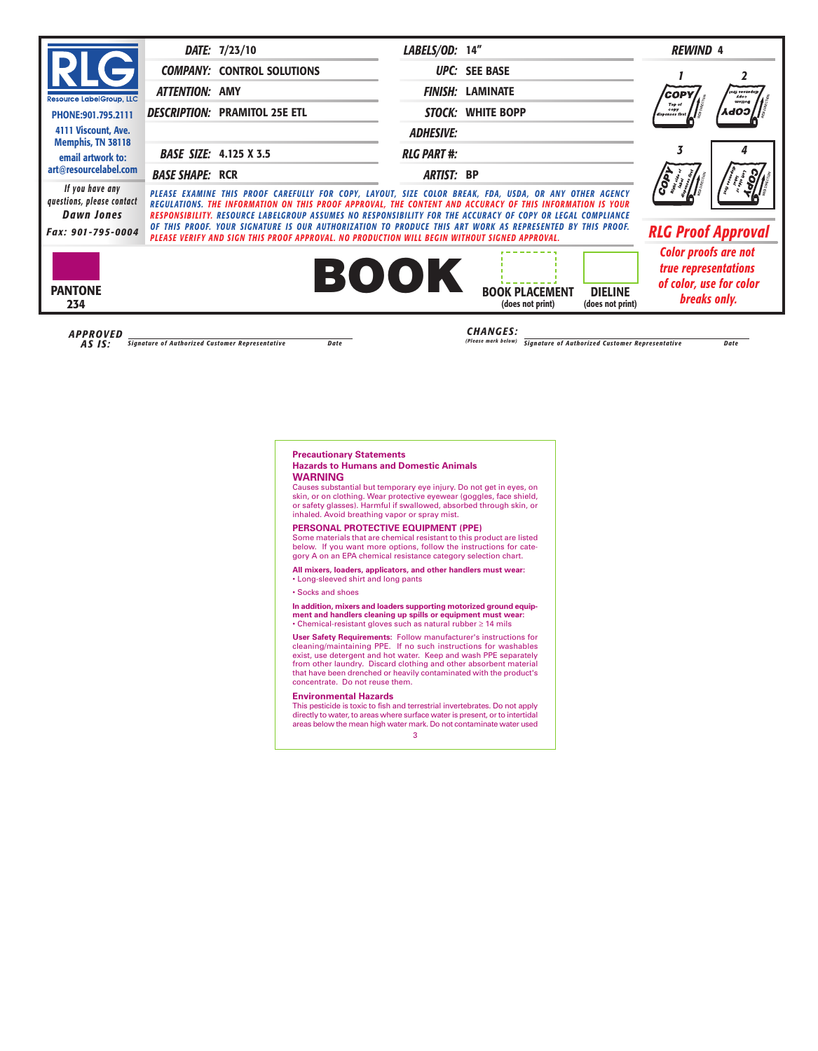| | | | | | |
|---|---|---|---|---|---|
| **RLG** Resource LabelGroup, LLC | ***DATE:*** | 7/23/10 | ***LABELS/OD:*** | 14" | ***REWIND*** 4 |
| PHONE:901.795.2111 | ***COMPANY:*** | CONTROL SOLUTIONS | ***UPC:*** | SEE BASE | |
| 4111 Viscount, Ave. Memphis, TN 38118 | ***ATTENTION:*** | AMY | ***FINISH:*** | LAMINATE | |
| email artwork to: art@resourcelabel.com | ***DESCRIPTION:*** | PRAMITOL 25E ETL | ***STOCK:*** | WHITE BOPP | |
| | | | ***ADHESIVE:*** | | |
| | ***BASE SIZE:*** | 4.125 X 3.5 | ***RLG PART #:*** | | |
| | ***BASE SHAPE:*** | RCR | ***ARTIST:*** | BP | |

*If you have any questions, please contact* ***Dawn Jones***

***Fax: 901-795-0004***

*PLEASE EXAMINE THIS PROOF CAREFULLY FOR COPY, LAYOUT, SIZE COLOR BREAK, FDA, USDA, OR ANY OTHER AGENCY REGULATIONS. THE INFORMATION ON THIS PROOF APPROVAL, THE CONTENT AND ACCURACY OF THIS INFORMATION IS YOUR RESPONSIBILITY. RESOURCE LABELGROUP ASSUMES NO RESPONSIBILITY FOR THE ACCURACY OF COPY OR LEGAL COMPLIANCE OF THIS PROOF. YOUR SIGNATURE IS OUR AUTHORIZATION TO PRODUCE THIS ART WORK AS REPRESENTED BY THIS PROOF. PLEASE VERIFY AND SIGN THIS PROOF APPROVAL. NO PRODUCTION WILL BEGIN WITHOUT SIGNED APPROVAL.*

***RLG Proof Approval***

*Color proofs are not true representations of color, use for color breaks only.*

**PANTONE 234**

**BOOK**

**BOOK PLACEMENT** (does not print)

**DIELINE** (does not print)

***APPROVED AS IS:*** ______ *Signature of Authorized Customer Representative* *Date*

***CHANGES:*** *(Please mark below)* ______ *Signature of Authorized Customer Representative* *Date*

---

**Precautionary Statements**

**Hazards to Humans and Domestic Animals**

**WARNING**

Causes substantial but temporary eye injury. Do not get in eyes, on skin, or on clothing. Wear protective eyewear (goggles, face shield, or safety glasses). Harmful if swallowed, absorbed through skin, or inhaled. Avoid breathing vapor or spray mist.

**PERSONAL PROTECTIVE EQUIPMENT (PPE)**

Some materials that are chemical resistant to this product are listed below. If you want more options, follow the instructions for category A on an EPA chemical resistance category selection chart.

**All mixers, loaders, applicators, and other handlers must wear:**

- Long-sleeved shirt and long pants
- Socks and shoes

**In addition, mixers and loaders supporting motorized ground equipment and handlers cleaning up spills or equipment must wear:**

- Chemical-resistant gloves such as natural rubber ≥ 14 mils

**User Safety Requirements:** Follow manufacturer's instructions for cleaning/maintaining PPE. If no such instructions for washables exist, use detergent and hot water. Keep and wash PPE separately from other laundry. Discard clothing and other absorbent material that have been drenched or heavily contaminated with the product's concentrate. Do not reuse them.

**Environmental Hazards**

This pesticide is toxic to fish and terrestrial invertebrates. Do not apply directly to water, to areas where surface water is present, or to intertidal areas below the mean high water mark. Do not contaminate water used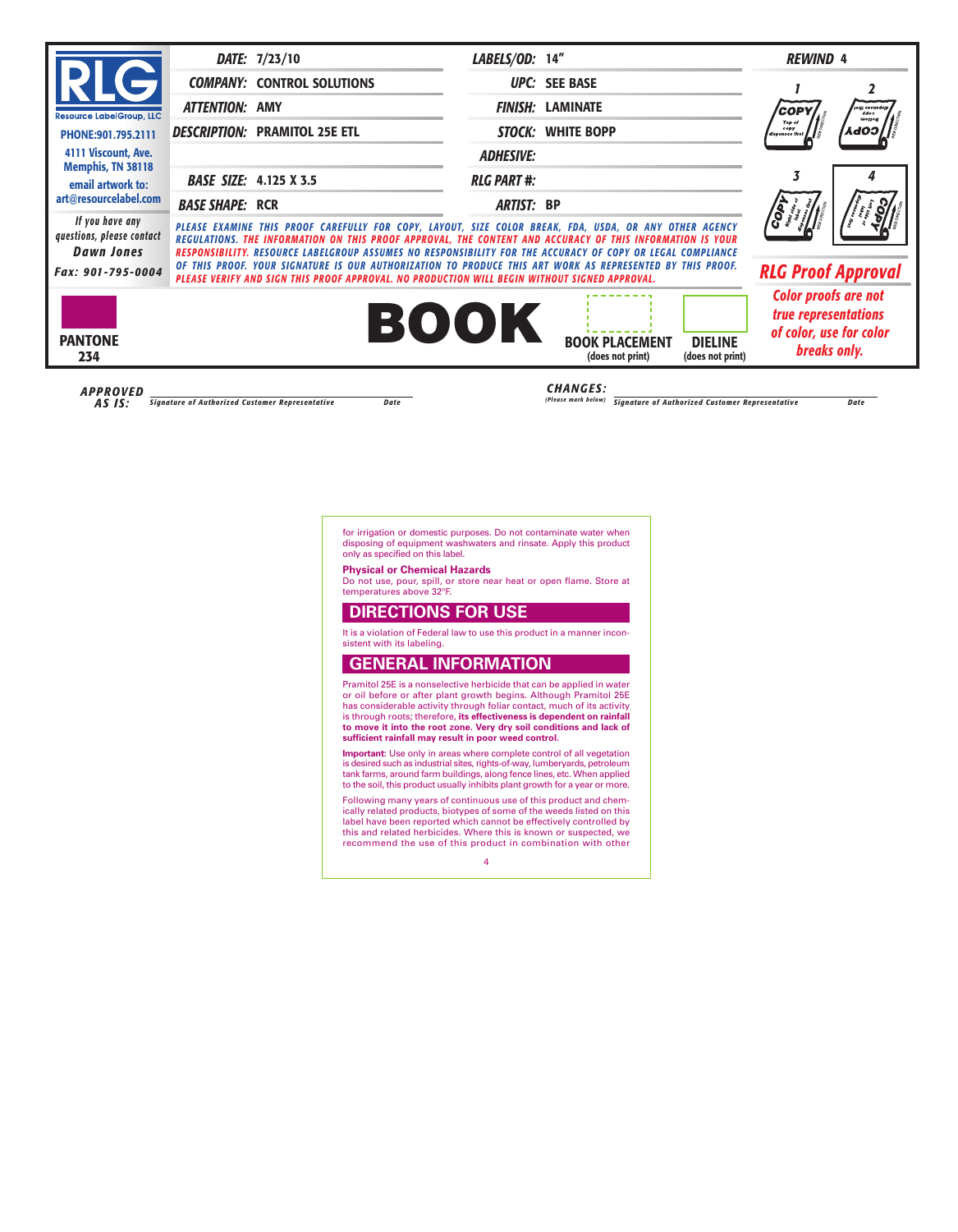| | | | | |
|---|---|---|---|---|
| **RLG** Resource LabelGroup, LLC | **DATE:** 7/23/10 | **LABELS/OD:** 14" | **REWIND** 4 |
| PHONE:901.795.2111 | **COMPANY:** CONTROL SOLUTIONS | **UPC:** SEE BASE | |
| 4111 Viscount, Ave. Memphis, TN 38118 | **ATTENTION:** AMY | **FINISH:** LAMINATE | |
| email artwork to: art@resourcelabel.com | **DESCRIPTION:** PRAMITOL 25E ETL | **STOCK:** WHITE BOPP | |
| | | **ADHESIVE:** | |
| | **BASE SIZE:** 4.125 X 3.5 | **RLG PART #:** | |
| | **BASE SHAPE:** RCR | **ARTIST:** BP | |

*If you have any questions, please contact* **Dawn Jones**
*Fax: 901-795-0004*

*PLEASE EXAMINE THIS PROOF CAREFULLY FOR COPY, LAYOUT, SIZE COLOR BREAK, FDA, USDA, OR ANY OTHER AGENCY REGULATIONS. THE INFORMATION ON THIS PROOF APPROVAL, THE CONTENT AND ACCURACY OF THIS INFORMATION IS YOUR RESPONSIBILITY. RESOURCE LABELGROUP ASSUMES NO RESPONSIBILITY FOR THE ACCURACY OF COPY OR LEGAL COMPLIANCE OF THIS PROOF. YOUR SIGNATURE IS OUR AUTHORIZATION TO PRODUCE THIS ART WORK AS REPRESENTED BY THIS PROOF. PLEASE VERIFY AND SIGN THIS PROOF APPROVAL. NO PRODUCTION WILL BEGIN WITHOUT SIGNED APPROVAL.*

**RLG Proof Approval**

*Color proofs are not true representations of color, use for color breaks only.*

**PANTONE 234**

**BOOK**

**BOOK PLACEMENT** (does not print)

**DIELINE** (does not print)

**APPROVED AS IS:** Signature of Authorized Customer Representative ______ Date ______

**CHANGES:** (Please mark below) Signature of Authorized Customer Representative ______ Date ______

---

for irrigation or domestic purposes. Do not contaminate water when disposing of equipment washwaters and rinsate. Apply this product only as specified on this label.

**Physical or Chemical Hazards**

Do not use, pour, spill, or store near heat or open flame. Store at temperatures above 32°F.

## DIRECTIONS FOR USE

It is a violation of Federal law to use this product in a manner inconsistent with its labeling.

## GENERAL INFORMATION

Pramitol 25E is a nonselective herbicide that can be applied in water or oil before or after plant growth begins. Although Pramitol 25E has considerable activity through foliar contact, much of its activity is through roots; therefore, **its effectiveness is dependent on rainfall to move it into the root zone. Very dry soil conditions and lack of sufficient rainfall may result in poor weed control**.

**Important:** Use only in areas where complete control of all vegetation is desired such as industrial sites, rights-of-way, lumberyards, petroleum tank farms, around farm buildings, along fence lines, etc. When applied to the soil, this product usually inhibits plant growth for a year or more.

Following many years of continuous use of this product and chemically related products, biotypes of some of the weeds listed on this label have been reported which cannot be effectively controlled by this and related herbicides. Where this is known or suspected, we recommend the use of this product in combination with other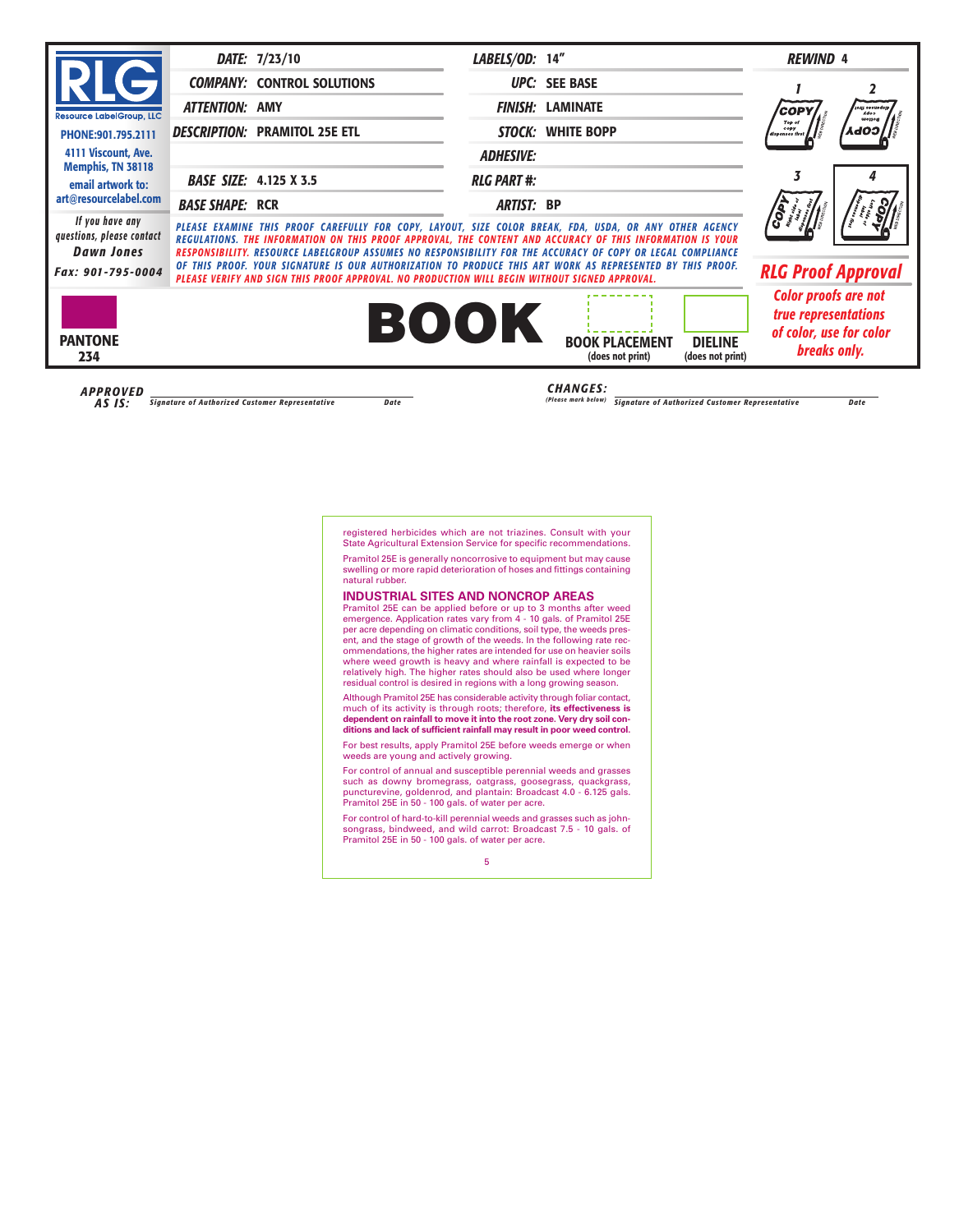| DATE: | 7/23/10 | LABELS/OD: | 14" | REWIND 4 |
|---|---|---|---|---|
| COMPANY: | CONTROL SOLUTIONS | UPC: | SEE BASE | |
| ATTENTION: | AMY | FINISH: | LAMINATE | |
| DESCRIPTION: | PRAMITOL 25E ETL | STOCK: | WHITE BOPP | |
| | | ADHESIVE: | | |
| BASE SIZE: | 4.125 X 3.5 | RLG PART #: | | |
| BASE SHAPE: | RCR | ARTIST: | BP | |

**RLG** Resource LabelGroup, LLC
PHONE:901.795.2111
4111 Viscount, Ave. Memphis, TN 38118
email artwork to: art@resourcelabel.com

*If you have any questions, please contact* **Dawn Jones**
*Fax: 901-795-0004*

*PLEASE EXAMINE THIS PROOF CAREFULLY FOR COPY, LAYOUT, SIZE COLOR BREAK, FDA, USDA, OR ANY OTHER AGENCY REGULATIONS. THE INFORMATION ON THIS PROOF APPROVAL, THE CONTENT AND ACCURACY OF THIS INFORMATION IS YOUR RESPONSIBILITY. RESOURCE LABELGROUP ASSUMES NO RESPONSIBILITY FOR THE ACCURACY OF COPY OR LEGAL COMPLIANCE OF THIS PROOF. YOUR SIGNATURE IS OUR AUTHORIZATION TO PRODUCE THIS ART WORK AS REPRESENTED BY THIS PROOF. PLEASE VERIFY AND SIGN THIS PROOF APPROVAL. NO PRODUCTION WILL BEGIN WITHOUT SIGNED APPROVAL.*

**RLG Proof Approval**

*Color proofs are not true representations of color, use for color breaks only.*

PANTONE 234

**BOOK**

BOOK PLACEMENT (does not print)

DIELINE (does not print)

APPROVED AS IS: ______________________ Signature of Authorized Customer Representative ______ Date

CHANGES: (Please mark below) ______________________ Signature of Authorized Customer Representative ______ Date

---

registered herbicides which are not triazines. Consult with your State Agricultural Extension Service for specific recommendations.

Pramitol 25E is generally noncorrosive to equipment but may cause swelling or more rapid deterioration of hoses and fittings containing natural rubber.

## INDUSTRIAL SITES AND NONCROP AREAS

Pramitol 25E can be applied before or up to 3 months after weed emergence. Application rates vary from 4 - 10 gals. of Pramitol 25E per acre depending on climatic conditions, soil type, the weeds present, and the stage of growth of the weeds. In the following rate recommendations, the higher rates are intended for use on heavier soils where weed growth is heavy and where rainfall is expected to be relatively high. The higher rates should also be used where longer residual control is desired in regions with a long growing season.

Although Pramitol 25E has considerable activity through foliar contact, much of its activity is through roots; therefore, **its effectiveness is dependent on rainfall to move it into the root zone. Very dry soil conditions and lack of sufficient rainfall may result in poor weed control.**

For best results, apply Pramitol 25E before weeds emerge or when weeds are young and actively growing.

For control of annual and susceptible perennial weeds and grasses such as downy bromegrass, oatgrass, goosegrass, quackgrass, puncturevine, goldenrod, and plantain: Broadcast 4.0 - 6.125 gals. Pramitol 25E in 50 - 100 gals. of water per acre.

For control of hard-to-kill perennial weeds and grasses such as johnsongrass, bindweed, and wild carrot: Broadcast 7.5 - 10 gals. of Pramitol 25E in 50 - 100 gals. of water per acre.

5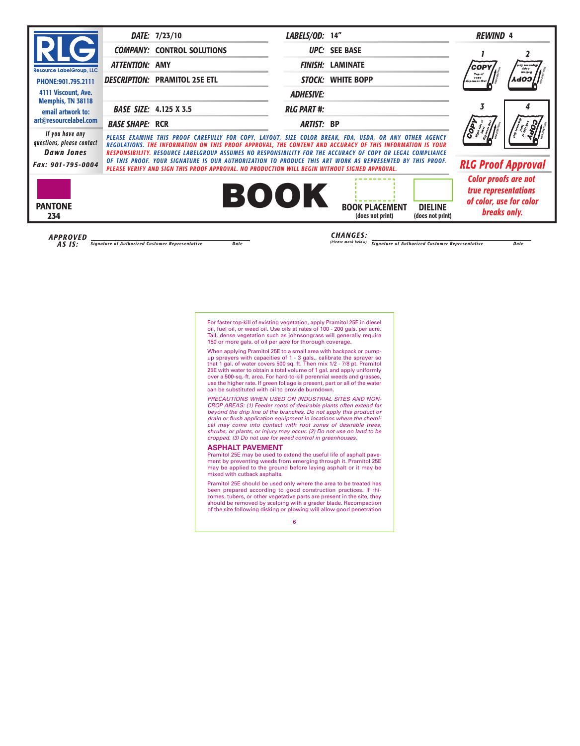| | | | |
|---|---|---|---|
| **DATE:** 7/23/10 | **LABELS/OD:** 14" | **REWIND** 4 |
| **COMPANY:** CONTROL SOLUTIONS | **UPC:** SEE BASE | |
| **ATTENTION:** AMY | **FINISH:** LAMINATE | |
| **DESCRIPTION:** PRAMITOL 25E ETL | **STOCK:** WHITE BOPP | |
| | **ADHESIVE:** | |
| **BASE SIZE:** 4.125 X 3.5 | **RLG PART #:** | |
| **BASE SHAPE:** RCR | **ARTIST:** BP | |

**RLG** Resource LabelGroup, LLC
PHONE:901.795.2111
4111 Viscount, Ave.
Memphis, TN 38118
email artwork to:
art@resourcelabel.com

If you have any questions, please contact **Dawn Jones**
Fax: 901-795-0004

PLEASE EXAMINE THIS PROOF CAREFULLY FOR COPY, LAYOUT, SIZE COLOR BREAK, FDA, USDA, OR ANY OTHER AGENCY REGULATIONS. THE INFORMATION ON THIS PROOF APPROVAL, THE CONTENT AND ACCURACY OF THIS INFORMATION IS YOUR RESPONSIBILITY. RESOURCE LABELGROUP ASSUMES NO RESPONSIBILITY FOR THE ACCURACY OF COPY OR LEGAL COMPLIANCE OF THIS PROOF. YOUR SIGNATURE IS OUR AUTHORIZATION TO PRODUCE THIS ART WORK AS REPRESENTED BY THIS PROOF. PLEASE VERIFY AND SIGN THIS PROOF APPROVAL. NO PRODUCTION WILL BEGIN WITHOUT SIGNED APPROVAL.

**RLG Proof Approval**

*Color proofs are not true representations of color, use for color breaks only.*

**PANTONE 234**

**BOOK** — **BOOK PLACEMENT** (does not print) — **DIELINE** (does not print)

**APPROVED AS IS:** ______________________ Signature of Authorized Customer Representative — Date

**CHANGES:** (Please mark below) ______________________ Signature of Authorized Customer Representative — Date

---

For faster top-kill of existing vegetation, apply Pramitol 25E in diesel oil, fuel oil, or weed oil. Use oils at rates of 100 - 200 gals. per acre. Tall, dense vegetation such as johnsongrass will generally require 150 or more gals. of oil per acre for thorough coverage.

When applying Pramitol 25E to a small area with backpack or pump-up sprayers with capacities of 1 - 3 gals., calibrate the sprayer so that 1 gal. of water covers 500 sq. ft. Then mix 1/2 - 7/8 pt. Pramitol 25E with water to obtain a total volume of 1 gal. and apply uniformly over a 500-sq.-ft. area. For hard-to-kill perennial weeds and grasses, use the higher rate. If green foliage is present, part or all of the water can be substituted with oil to provide burndown.

*PRECAUTIONS WHEN USED ON INDUSTRIAL SITES AND NON-CROP AREAS: (1) Feeder roots of desirable plants often extend far beyond the drip line of the branches. Do not apply this product or drain or flush application equipment in locations where the chemical may come into contact with root zones of desirable trees, shrubs, or plants, or injury may occur. (2) Do not use on land to be cropped. (3) Do not use for weed control in greenhouses.*

## ASPHALT PAVEMENT

Pramitol 25E may be used to extend the useful life of asphalt pavement by preventing weeds from emerging through it. Pramitol 25E may be applied to the ground before laying asphalt or it may be mixed with cutback asphalts.

Pramitol 25E should be used only where the area to be treated has been prepared according to good construction practices. If rhizomes, tubers, or other vegetative parts are present in the site, they should be removed by scalping with a grader blade. Recompaction of the site following disking or plowing will allow good penetration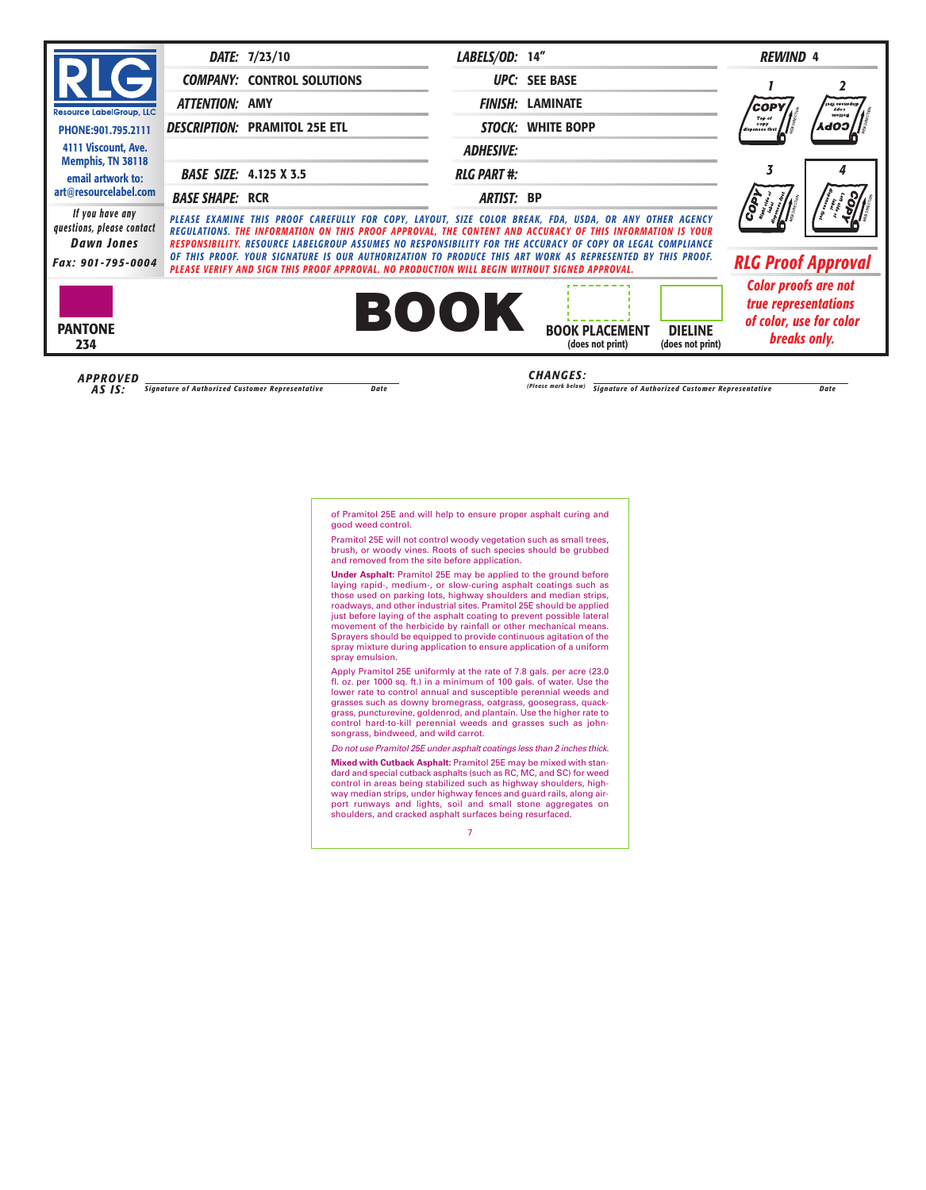| | | | | |
|---|---|---|---|---|
| **RLG** Resource LabelGroup, LLC | **DATE:** 7/23/10 | **LABELS/OD:** 14" | | **REWIND** 4 |
| PHONE:901.795.2111 | **COMPANY:** CONTROL SOLUTIONS | **UPC:** SEE BASE | | |
| 4111 Viscount, Ave. Memphis, TN 38118 | **ATTENTION:** AMY | **FINISH:** LAMINATE | | |
| email artwork to: art@resourcelabel.com | **DESCRIPTION:** PRAMITOL 25E ETL | **STOCK:** WHITE BOPP | | |
| | | **ADHESIVE:** | | |
| | **BASE SIZE:** 4.125 X 3.5 | **RLG PART #:** | | |
| | **BASE SHAPE:** RCR | **ARTIST:** BP | | |

*If you have any questions, please contact* **Dawn Jones**

*Fax: 901-795-0004*

PLEASE EXAMINE THIS PROOF CAREFULLY FOR COPY, LAYOUT, SIZE COLOR BREAK, FDA, USDA, OR ANY OTHER AGENCY REGULATIONS. THE INFORMATION ON THIS PROOF APPROVAL, THE CONTENT AND ACCURACY OF THIS INFORMATION IS YOUR RESPONSIBILITY. RESOURCE LABELGROUP ASSUMES NO RESPONSIBILITY FOR THE ACCURACY OF COPY OR LEGAL COMPLIANCE OF THIS PROOF. YOUR SIGNATURE IS OUR AUTHORIZATION TO PRODUCE THIS ART WORK AS REPRESENTED BY THIS PROOF. PLEASE VERIFY AND SIGN THIS PROOF APPROVAL. NO PRODUCTION WILL BEGIN WITHOUT SIGNED APPROVAL.

**RLG Proof Approval**

*Color proofs are not true representations of color, use for color breaks only.*

**PANTONE 234**

**BOOK**

**BOOK PLACEMENT** (does not print)

**DIELINE** (does not print)

**APPROVED AS IS:** ______________________ *Signature of Authorized Customer Representative* *Date*

**CHANGES:** *(Please mark below)* ______________________ *Signature of Authorized Customer Representative* *Date*

---

of Pramitol 25E and will help to ensure proper asphalt curing and good weed control.

Pramitol 25E will not control woody vegetation such as small trees, brush, or woody vines. Roots of such species should be grubbed and removed from the site before application.

**Under Asphalt:** Pramitol 25E may be applied to the ground before laying rapid-, medium-, or slow-curing asphalt coatings such as those used on parking lots, highway shoulders and median strips, roadways, and other industrial sites. Pramitol 25E should be applied just before laying of the asphalt coating to prevent possible lateral movement of the herbicide by rainfall or other mechanical means. Sprayers should be equipped to provide continuous agitation of the spray mixture during application to ensure application of a uniform spray emulsion.

Apply Pramitol 25E uniformly at the rate of 7.8 gals. per acre (23.0 fl. oz. per 1000 sq. ft.) in a minimum of 100 gals. of water. Use the lower rate to control annual and susceptible perennial weeds and grasses such as downy bromegrass, oatgrass, goosegrass, quackgrass, puncturevine, goldenrod, and plantain. Use the higher rate to control hard-to-kill perennial weeds and grasses such as johnsongrass, bindweed, and wild carrot.

*Do not use Pramitol 25E under asphalt coatings less than 2 inches thick.*

**Mixed with Cutback Asphalt:** Pramitol 25E may be mixed with standard and special cutback asphalts (such as RC, MC, and SC) for weed control in areas being stabilized such as highway shoulders, highway median strips, under highway fences and guard rails, along airport runways and lights, soil and small stone aggregates on shoulders, and cracked asphalt surfaces being resurfaced.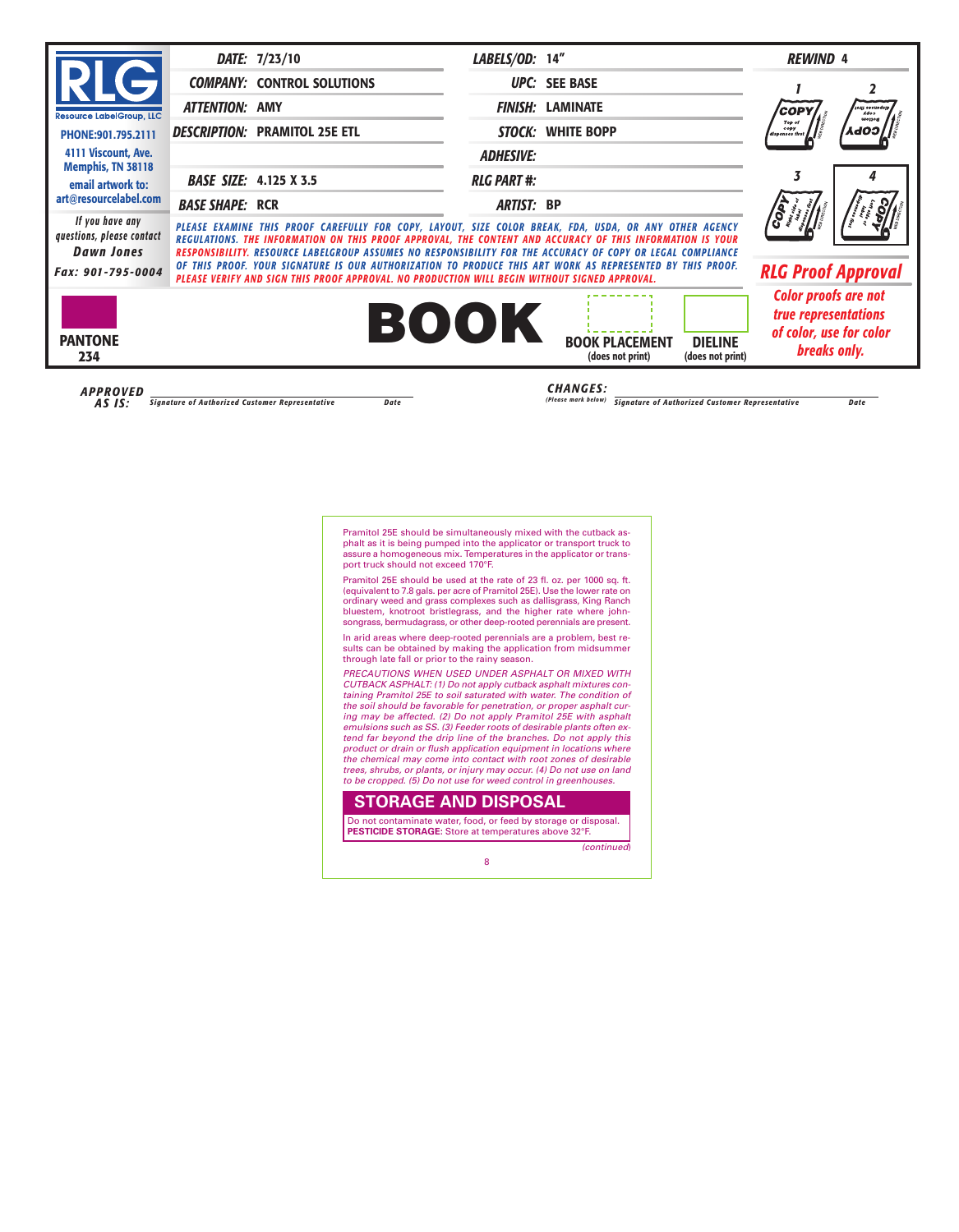| | | | | |
|---|---|---|---|---|
| **RLG** Resource LabelGroup, LLC | **DATE:** 7/23/10 | **LABELS/OD:** 14" | **REWIND** 4 |
| PHONE:901.795.2111 | **COMPANY:** CONTROL SOLUTIONS | **UPC:** SEE BASE | |
| 4111 Viscount, Ave. Memphis, TN 38118 | **ATTENTION:** AMY | **FINISH:** LAMINATE | |
| email artwork to: art@resourcelabel.com | **DESCRIPTION:** PRAMITOL 25E ETL | **STOCK:** WHITE BOPP | |
| | | **ADHESIVE:** | |
| | **BASE SIZE:** 4.125 X 3.5 | **RLG PART #:** | |
| | **BASE SHAPE:** RCR | **ARTIST:** BP | |

If you have any questions, please contact **Dawn Jones**

Fax: 901-795-0004

PLEASE EXAMINE THIS PROOF CAREFULLY FOR COPY, LAYOUT, SIZE COLOR BREAK, FDA, USDA, OR ANY OTHER AGENCY REGULATIONS. THE INFORMATION ON THIS PROOF APPROVAL, THE CONTENT AND ACCURACY OF THIS INFORMATION IS YOUR RESPONSIBILITY. RESOURCE LABELGROUP ASSUMES NO RESPONSIBILITY FOR THE ACCURACY OF COPY OR LEGAL COMPLIANCE OF THIS PROOF. YOUR SIGNATURE IS OUR AUTHORIZATION TO PRODUCE THIS ART WORK AS REPRESENTED BY THIS PROOF. PLEASE VERIFY AND SIGN THIS PROOF APPROVAL. NO PRODUCTION WILL BEGIN WITHOUT SIGNED APPROVAL.

**RLG Proof Approval**

*Color proofs are not true representations of color, use for color breaks only.*

PANTONE 234

**BOOK**

BOOK PLACEMENT (does not print)

DIELINE (does not print)

APPROVED AS IS: ______________________ Signature of Authorized Customer Representative Date

CHANGES: (Please mark below) ______________________ Signature of Authorized Customer Representative Date

Pramitol 25E should be simultaneously mixed with the cutback asphalt as it is being pumped into the applicator or transport truck to assure a homogeneous mix. Temperatures in the applicator or transport truck should not exceed 170°F.

Pramitol 25E should be used at the rate of 23 fl. oz. per 1000 sq. ft. (equivalent to 7.8 gals. per acre of Pramitol 25E). Use the lower rate on ordinary weed and grass complexes such as dallisgrass, King Ranch bluestem, knotroot bristlegrass, and the higher rate where johnsongrass, bermudagrass, or other deep-rooted perennials are present.

In arid areas where deep-rooted perennials are a problem, best results can be obtained by making the application from midsummer through late fall or prior to the rainy season.

*PRECAUTIONS WHEN USED UNDER ASPHALT OR MIXED WITH CUTBACK ASPHALT: (1) Do not apply cutback asphalt mixtures containing Pramitol 25E to soil saturated with water. The condition of the soil should be favorable for penetration, or proper asphalt curing may be affected. (2) Do not apply Pramitol 25E with asphalt emulsions such as SS. (3) Feeder roots of desirable plants often extend far beyond the drip line of the branches. Do not apply this product or drain or flush application equipment in locations where the chemical may come into contact with root zones of desirable trees, shrubs, or plants, or injury may occur. (4) Do not use on land to be cropped. (5) Do not use for weed control in greenhouses.*

## STORAGE AND DISPOSAL

Do not contaminate water, food, or feed by storage or disposal.
**PESTICIDE STORAGE:** Store at temperatures above 32°F.

*(continued)*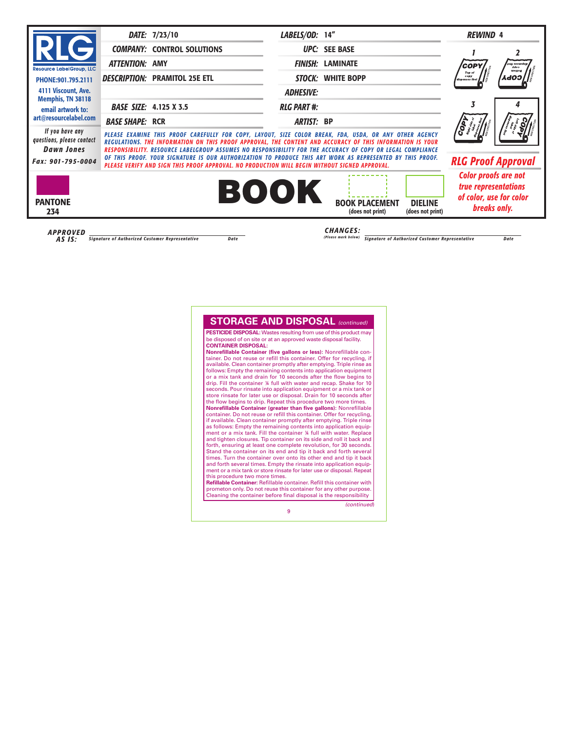| | | | | | |
|---|---|---|---|---|---|
| **RLG** Resource LabelGroup, LLC | **DATE:** 7/23/10 | **LABELS/OD:** 14" | **REWIND** 4 |
| PHONE:901.795.2111 | **COMPANY:** CONTROL SOLUTIONS | **UPC:** SEE BASE | |
| 4111 Viscount, Ave. Memphis, TN 38118 | **ATTENTION:** AMY | **FINISH:** LAMINATE | |
| email artwork to: art@resourcelabel.com | **DESCRIPTION:** PRAMITOL 25E ETL | **STOCK:** WHITE BOPP | |
| | | **ADHESIVE:** | |
| | **BASE SIZE:** 4.125 X 3.5 | **RLG PART #:** | |
| | **BASE SHAPE:** RCR | **ARTIST:** BP | |

If you have any questions, please contact **Dawn Jones**
Fax: 901-795-0004

PLEASE EXAMINE THIS PROOF CAREFULLY FOR COPY, LAYOUT, SIZE COLOR BREAK, FDA, USDA, OR ANY OTHER AGENCY REGULATIONS. THE INFORMATION ON THIS PROOF APPROVAL, THE CONTENT AND ACCURACY OF THIS INFORMATION IS YOUR RESPONSIBILITY. RESOURCE LABELGROUP ASSUMES NO RESPONSIBILITY FOR THE ACCURACY OF COPY OR LEGAL COMPLIANCE OF THIS PROOF. YOUR SIGNATURE IS OUR AUTHORIZATION TO PRODUCE THIS ART WORK AS REPRESENTED BY THIS PROOF. PLEASE VERIFY AND SIGN THIS PROOF APPROVAL. NO PRODUCTION WILL BEGIN WITHOUT SIGNED APPROVAL.

**RLG Proof Approval**

*Color proofs are not true representations of color, use for color breaks only.*

PANTONE 234

**BOOK**

BOOK PLACEMENT (does not print)

DIELINE (does not print)

APPROVED AS IS: ______________________ Signature of Authorized Customer Representative Date

CHANGES: (Please mark below) ______________________ Signature of Authorized Customer Representative Date

## STORAGE AND DISPOSAL *(continued)*

**PESTICIDE DISPOSAL:** Wastes resulting from use of this product may be disposed of on site or at an approved waste disposal facility.

**CONTAINER DISPOSAL:**

**Nonrefillable Container (five gallons or less):** Nonrefillable container. Do not reuse or refill this container. Offer for recycling, if available. Clean container promptly after emptying. Triple rinse as follows: Empty the remaining contents into application equipment or a mix tank and drain for 10 seconds after the flow begins to drip. Fill the container ¼ full with water and recap. Shake for 10 seconds. Pour rinsate into application equipment or a mix tank or store rinsate for later use or disposal. Drain for 10 seconds after the flow begins to drip. Repeat this procedure two more times.

**Nonrefillable Container (greater than five gallons):** Nonrefillable container. Do not reuse or refill this container. Offer for recycling, if available. Clean container promptly after emptying. Triple rinse as follows: Empty the remaining contents into application equipment or a mix tank. Fill the container ¼ full with water. Replace and tighten closures. Tip container on its side and roll it back and forth, ensuring at least one complete revolution, for 30 seconds. Stand the container on its end and tip it back and forth several times. Turn the container over onto its other end and tip it back and forth several times. Empty the rinsate into application equipment or a mix tank or store rinsate for later use or disposal. Repeat this procedure two more times.

**Refillable Container:** Refillable container. Refill this container with prometon only. Do not reuse this container for any other purpose. Cleaning the container before final disposal is the responsibility

*(continued)*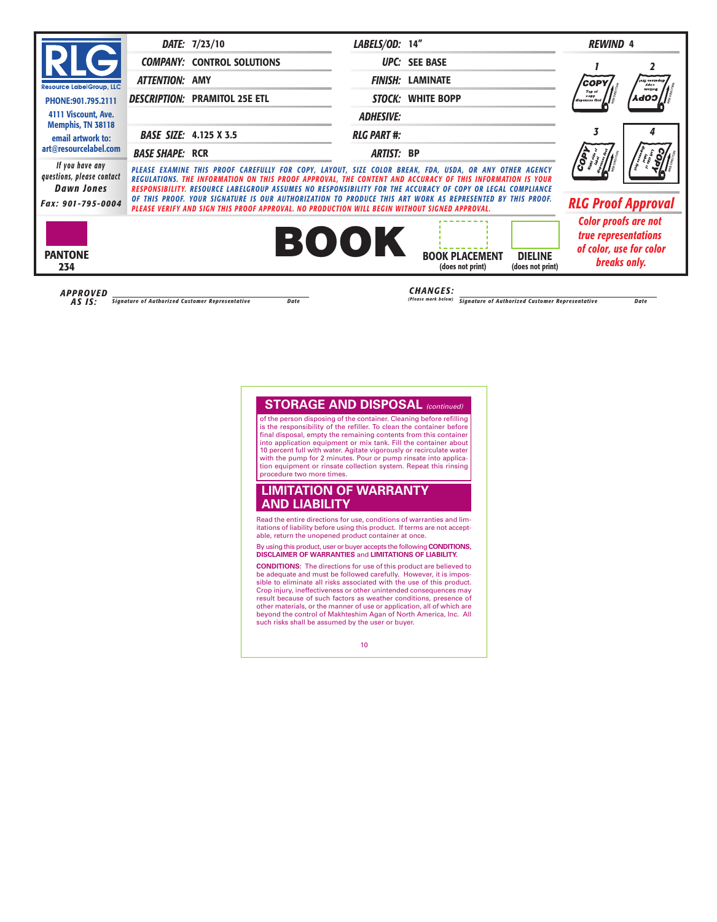| | | | |
|---|---|---|---|
| **DATE:** 7/23/10 | **LABELS/OD:** 14" | **REWIND** 4 |
| **COMPANY:** CONTROL SOLUTIONS | **UPC:** SEE BASE | |
| **ATTENTION:** AMY | **FINISH:** LAMINATE | |
| **DESCRIPTION:** PRAMITOL 25E ETL | **STOCK:** WHITE BOPP | |
| | **ADHESIVE:** | |
| **BASE SIZE:** 4.125 X 3.5 | **RLG PART #:** | |
| **BASE SHAPE:** RCR | **ARTIST:** BP | |

**RLG** Resource LabelGroup, LLC
PHONE:901.795.2111
4111 Viscount, Ave. Memphis, TN 38118
email artwork to: art@resourcelabel.com

If you have any questions, please contact **Dawn Jones**
Fax: 901-795-0004

*PLEASE EXAMINE THIS PROOF CAREFULLY FOR COPY, LAYOUT, SIZE COLOR BREAK, FDA, USDA, OR ANY OTHER AGENCY REGULATIONS. THE INFORMATION ON THIS PROOF APPROVAL, THE CONTENT AND ACCURACY OF THIS INFORMATION IS YOUR RESPONSIBILITY. RESOURCE LABELGROUP ASSUMES NO RESPONSIBILITY FOR THE ACCURACY OF COPY OR LEGAL COMPLIANCE OF THIS PROOF. YOUR SIGNATURE IS OUR AUTHORIZATION TO PRODUCE THIS ART WORK AS REPRESENTED BY THIS PROOF. PLEASE VERIFY AND SIGN THIS PROOF APPROVAL. NO PRODUCTION WILL BEGIN WITHOUT SIGNED APPROVAL.*

**RLG Proof Approval**

*Color proofs are not true representations of color, use for color breaks only.*

PANTONE 234

**BOOK** BOOK PLACEMENT (does not print) DIELINE (does not print)

APPROVED AS IS: Signature of Authorized Customer Representative Date

CHANGES: (Please mark below) Signature of Authorized Customer Representative Date

## STORAGE AND DISPOSAL *(continued)*

of the person disposing of the container. Cleaning before refilling is the responsibility of the refiller. To clean the container before final disposal, empty the remaining contents from this container into application equipment or mix tank. Fill the container about 10 percent full with water. Agitate vigorously or recirculate water with the pump for 2 minutes. Pour or pump rinsate into application equipment or rinsate collection system. Repeat this rinsing procedure two more times.

## LIMITATION OF WARRANTY AND LIABILITY

Read the entire directions for use, conditions of warranties and limitations of liability before using this product. If terms are not acceptable, return the unopened product container at once.

By using this product, user or buyer accepts the following **CONDITIONS, DISCLAIMER OF WARRANTIES** and **LIMITATIONS OF LIABILITY.**

**CONDITIONS:** The directions for use of this product are believed to be adequate and must be followed carefully. However, it is impossible to eliminate all risks associated with the use of this product. Crop injury, ineffectiveness or other unintended consequences may result because of such factors as weather conditions, presence of other materials, or the manner of use or application, all of which are beyond the control of Makhteshim Agan of North America, Inc. All such risks shall be assumed by the user or buyer.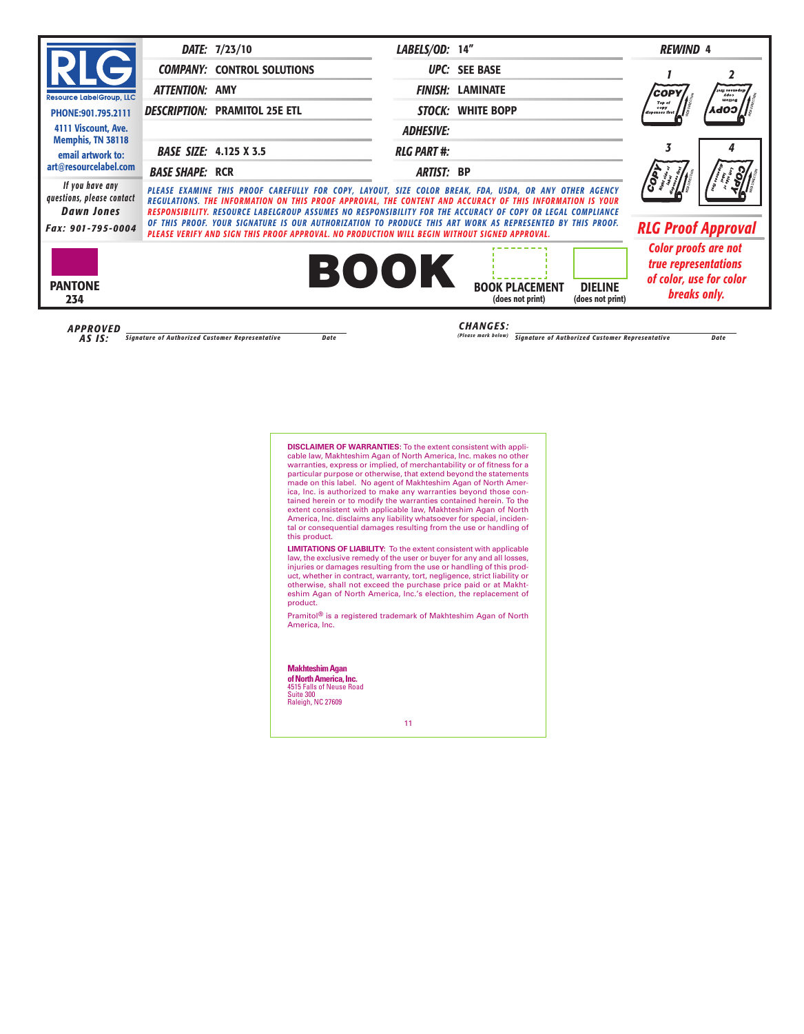| | | | |
|---|---|---|---|
| **RLG** Resource LabelGroup, LLC | **DATE:** 7/23/10 | **LABELS/OD:** 14" | **REWIND** 4 |
| PHONE:901.795.2111 | **COMPANY:** CONTROL SOLUTIONS | **UPC:** SEE BASE | |
| 4111 Viscount, Ave. Memphis, TN 38118 | **ATTENTION:** AMY | **FINISH:** LAMINATE | |
| email artwork to: art@resourcelabel.com | **DESCRIPTION:** PRAMITOL 25E ETL | **STOCK:** WHITE BOPP | |
| | | **ADHESIVE:** | |
| | **BASE SIZE:** 4.125 X 3.5 | **RLG PART #:** | |
| | **BASE SHAPE:** RCR | **ARTIST:** BP | |

*If you have any questions, please contact* **Dawn Jones**

**Fax: 901-795-0004**

PLEASE EXAMINE THIS PROOF CAREFULLY FOR COPY, LAYOUT, SIZE COLOR BREAK, FDA, USDA, OR ANY OTHER AGENCY REGULATIONS. THE INFORMATION ON THIS PROOF APPROVAL, THE CONTENT AND ACCURACY OF THIS INFORMATION IS YOUR RESPONSIBILITY. RESOURCE LABELGROUP ASSUMES NO RESPONSIBILITY FOR THE ACCURACY OF COPY OR LEGAL COMPLIANCE OF THIS PROOF. YOUR SIGNATURE IS OUR AUTHORIZATION TO PRODUCE THIS ART WORK AS REPRESENTED BY THIS PROOF. PLEASE VERIFY AND SIGN THIS PROOF APPROVAL. NO PRODUCTION WILL BEGIN WITHOUT SIGNED APPROVAL.

**RLG Proof Approval**

*Color proofs are not true representations of color, use for color breaks only.*

**PANTONE 234**

**BOOK**

**BOOK PLACEMENT** (does not print)

**DIELINE** (does not print)

**APPROVED AS IS:** ____________________ Signature of Authorized Customer Representative — Date

**CHANGES:** (Please mark below) ____________________ Signature of Authorized Customer Representative — Date

---

**DISCLAIMER OF WARRANTIES**: To the extent consistent with applicable law, Makhteshim Agan of North America, Inc. makes no other warranties, express or implied, of merchantability or of fitness for a particular purpose or otherwise, that extend beyond the statements made on this label. No agent of Makhteshim Agan of North America, Inc. is authorized to make any warranties beyond those contained herein or to modify the warranties contained herein. To the extent consistent with applicable law, Makhteshim Agan of North America, Inc. disclaims any liability whatsoever for special, incidental or consequential damages resulting from the use or handling of this product.

**LIMITATIONS OF LIABILITY**: To the extent consistent with applicable law, the exclusive remedy of the user or buyer for any and all losses, injuries or damages resulting from the use or handling of this product, whether in contract, warranty, tort, negligence, strict liability or otherwise, shall not exceed the purchase price paid or at Makhteshim Agan of North America, Inc.'s election, the replacement of product.

Pramitol® is a registered trademark of Makhteshim Agan of North America, Inc.

**Makhteshim Agan of North America, Inc.**
4515 Falls of Neuse Road
Suite 300
Raleigh, NC 27609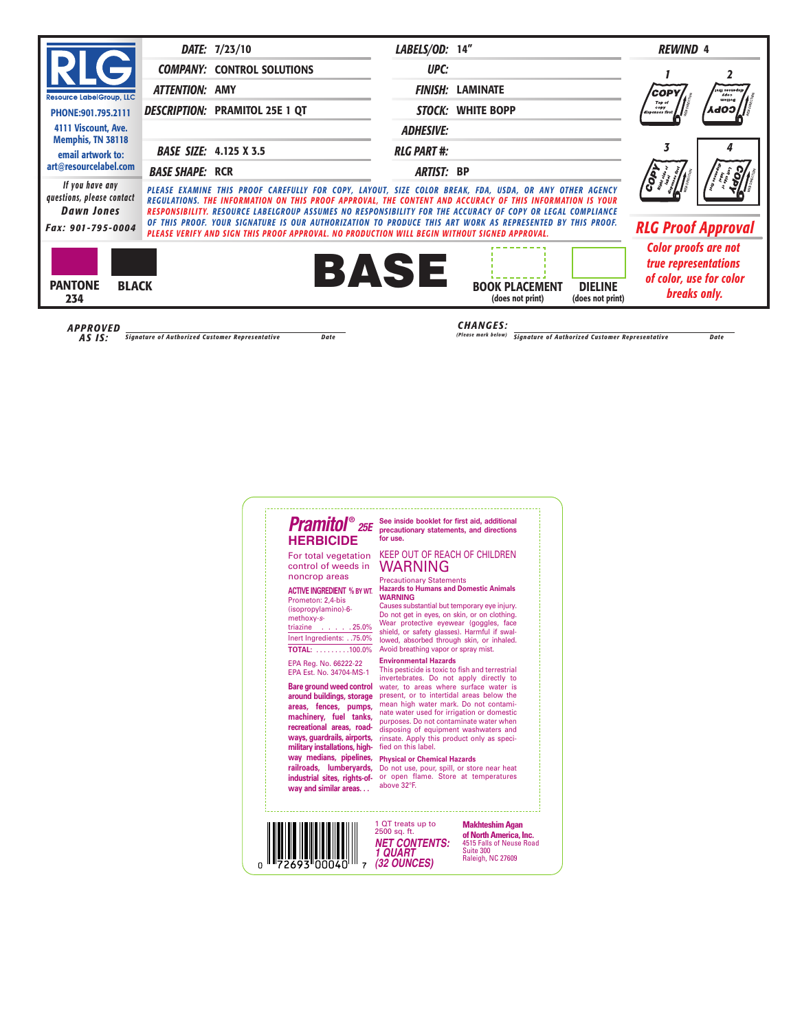**RLG**
Resource LabelGroup, LLC

PHONE:901.795.2111
4111 Viscount, Ave.
Memphis, TN 38118
email artwork to:
art@resourcelabel.com

| | | | |
|---|---|---|---|
| **DATE:** | 7/23/10 | **LABELS/OD:** | 14" |
| **COMPANY:** | CONTROL SOLUTIONS | **UPC:** | |
| **ATTENTION:** | AMY | **FINISH:** | LAMINATE |
| **DESCRIPTION:** | PRAMITOL 25E 1 QT | **STOCK:** | WHITE BOPP |
| | | **ADHESIVE:** | |
| **BASE SIZE:** | 4.125 X 3.5 | **RLG PART #:** | |
| **BASE SHAPE:** | RCR | **ARTIST:** | BP |

**REWIND** 4

If you have any questions, please contact **Dawn Jones**
Fax: 901-795-0004

*PLEASE EXAMINE THIS PROOF CAREFULLY FOR COPY, LAYOUT, SIZE COLOR BREAK, FDA, USDA, OR ANY OTHER AGENCY REGULATIONS. THE INFORMATION ON THIS PROOF APPROVAL, THE CONTENT AND ACCURACY OF THIS INFORMATION IS YOUR RESPONSIBILITY. RESOURCE LABELGROUP ASSUMES NO RESPONSIBILITY FOR THE ACCURACY OF COPY OR LEGAL COMPLIANCE OF THIS PROOF. YOUR SIGNATURE IS OUR AUTHORIZATION TO PRODUCE THIS ART WORK AS REPRESENTED BY THIS PROOF. PLEASE VERIFY AND SIGN THIS PROOF APPROVAL. NO PRODUCTION WILL BEGIN WITHOUT SIGNED APPROVAL.*

**RLG Proof Approval**

PANTONE 234 | BLACK | **BASE** | BOOK PLACEMENT (does not print) | DIELINE (does not print)

*Color proofs are not true representations of color, use for color breaks only.*

**APPROVED AS IS:** ______ Signature of Authorized Customer Representative ______ Date

**CHANGES:** (Please mark below) ______ Signature of Authorized Customer Representative ______ Date

---

# Pramitol® 25E
## HERBICIDE

For total vegetation control of weeds in noncrop areas

| ACTIVE INGREDIENT | % BY WT. |
|---|---|
| Prometon: 2,4-bis (isopropylamino)-6-methoxy-*s*-triazine | 25.0% |
| Inert Ingredients: | 75.0% |
| **TOTAL:** | 100.0% |

EPA Reg. No. 66222-22
EPA Est. No. 34704-MS-1

**Bare ground weed control around buildings, storage areas, fences, pumps, machinery, fuel tanks, recreational areas, roadways, guardrails, airports, military installations, highway medians, pipelines, railroads, lumberyards, industrial sites, rights-of-way and similar areas. . .**

**See inside booklet for first aid, additional precautionary statements, and directions for use.**

KEEP OUT OF REACH OF CHILDREN
## WARNING

Precautionary Statements
**Hazards to Humans and Domestic Animals**
**WARNING**
Causes substantial but temporary eye injury. Do not get in eyes, on skin, or on clothing. Wear protective eyewear (goggles, face shield, or safety glasses). Harmful if swallowed, absorbed through skin, or inhaled. Avoid breathing vapor or spray mist.

**Environmental Hazards**
This pesticide is toxic to fish and terrestrial invertebrates. Do not apply directly to water, to areas where surface water is present, or to intertidal areas below the mean high water mark. Do not contaminate water used for irrigation or domestic purposes. Do not contaminate water when disposing of equipment washwaters and rinsate. Apply this product only as specified on this label.

**Physical or Chemical Hazards**
Do not use, pour, spill, or store near heat or open flame. Store at temperatures above 32°F.

0 72693 00040 7

1 QT treats up to 2500 sq. ft.
**NET CONTENTS: 1 QUART (32 OUNCES)**

**Makhteshim Agan of North America, Inc.**
4515 Falls of Neuse Road
Suite 300
Raleigh, NC 27609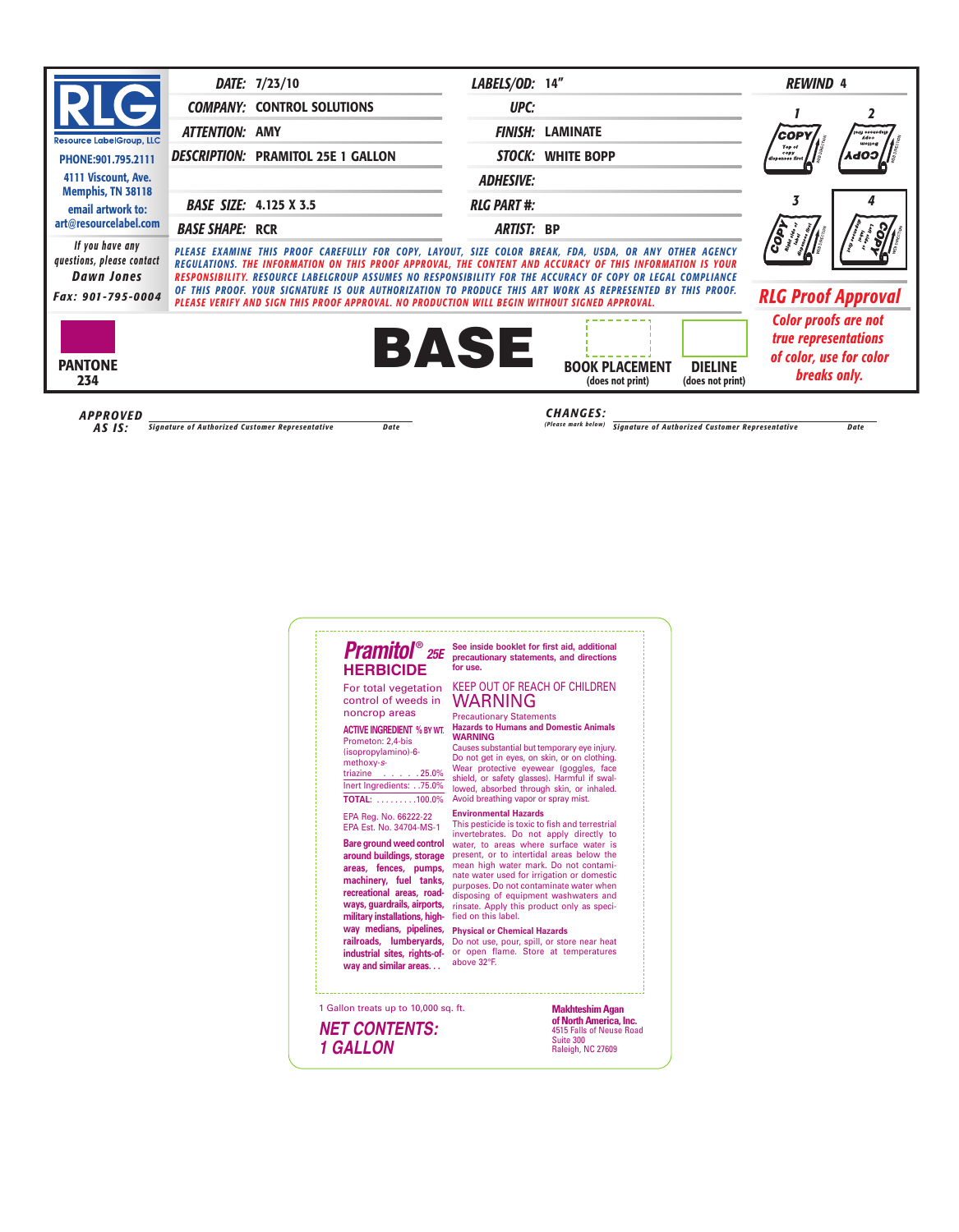**RLG** Resource LabelGroup, LLC

PHONE:901.795.2111

4111 Viscount, Ave. Memphis, TN 38118

email artwork to: art@resourcelabel.com

If you have any questions, please contact **Dawn Jones**

Fax: 901-795-0004

| | | | |
|---|---|---|---|
| **DATE:** 7/23/10 | **LABELS/OD:** 14" | **REWIND** 4 |
| **COMPANY:** CONTROL SOLUTIONS | **UPC:** | |
| **ATTENTION:** AMY | **FINISH:** LAMINATE | |
| **DESCRIPTION:** PRAMITOL 25E 1 GALLON | **STOCK:** WHITE BOPP | |
| | **ADHESIVE:** | |
| **BASE SIZE:** 4.125 X 3.5 | **RLG PART #:** | |
| **BASE SHAPE:** RCR | **ARTIST:** BP | |

PLEASE EXAMINE THIS PROOF CAREFULLY FOR COPY, LAYOUT, SIZE COLOR BREAK, FDA, USDA, OR ANY OTHER AGENCY REGULATIONS. THE INFORMATION ON THIS PROOF APPROVAL, THE CONTENT AND ACCURACY OF THIS INFORMATION IS YOUR RESPONSIBILITY. RESOURCE LABELGROUP ASSUMES NO RESPONSIBILITY FOR THE ACCURACY OF COPY OR LEGAL COMPLIANCE OF THIS PROOF. YOUR SIGNATURE IS OUR AUTHORIZATION TO PRODUCE THIS ART WORK AS REPRESENTED BY THIS PROOF. PLEASE VERIFY AND SIGN THIS PROOF APPROVAL. NO PRODUCTION WILL BEGIN WITHOUT SIGNED APPROVAL.

**RLG Proof Approval**

Color proofs are not true representations of color, use for color breaks only.

PANTONE 234 | **BASE** | BOOK PLACEMENT (does not print) | DIELINE (does not print)

APPROVED AS IS: ______________ Signature of Authorized Customer Representative    Date

CHANGES: (Please mark below) ______________ Signature of Authorized Customer Representative    Date

---

# Pramitol® 25E HERBICIDE

For total vegetation control of weeds in noncrop areas

| ACTIVE INGREDIENT | % BY WT. |
|---|---|
| Prometon: 2,4-bis (isopropylamino)-6-methoxy-s-triazine | 25.0% |
| Inert Ingredients: | 75.0% |
| **TOTAL:** | 100.0% |

EPA Reg. No. 66222-22
EPA Est. No. 34704-MS-1

**Bare ground weed control around buildings, storage areas, fences, pumps, machinery, fuel tanks, recreational areas, roadways, guardrails, airports, military installations, highway medians, pipelines, railroads, lumberyards, industrial sites, rights-of-way and similar areas. . .**

**See inside booklet for first aid, additional precautionary statements, and directions for use.**

KEEP OUT OF REACH OF CHILDREN

## WARNING

Precautionary Statements

**Hazards to Humans and Domestic Animals**
**WARNING**

Causes substantial but temporary eye injury. Do not get in eyes, on skin, or on clothing. Wear protective eyewear (goggles, face shield, or safety glasses). Harmful if swallowed, absorbed through skin, or inhaled. Avoid breathing vapor or spray mist.

**Environmental Hazards**

This pesticide is toxic to fish and terrestrial invertebrates. Do not apply directly to water, to areas where surface water is present, or to intertidal areas below the mean high water mark. Do not contaminate water used for irrigation or domestic purposes. Do not contaminate water when disposing of equipment washwaters and rinsate. Apply this product only as specified on this label.

**Physical or Chemical Hazards**

Do not use, pour, spill, or store near heat or open flame. Store at temperatures above 32°F.

1 Gallon treats up to 10,000 sq. ft.

***NET CONTENTS: 1 GALLON***

**Makhteshim Agan of North America, Inc.**
4515 Falls of Neuse Road
Suite 300
Raleigh, NC 27609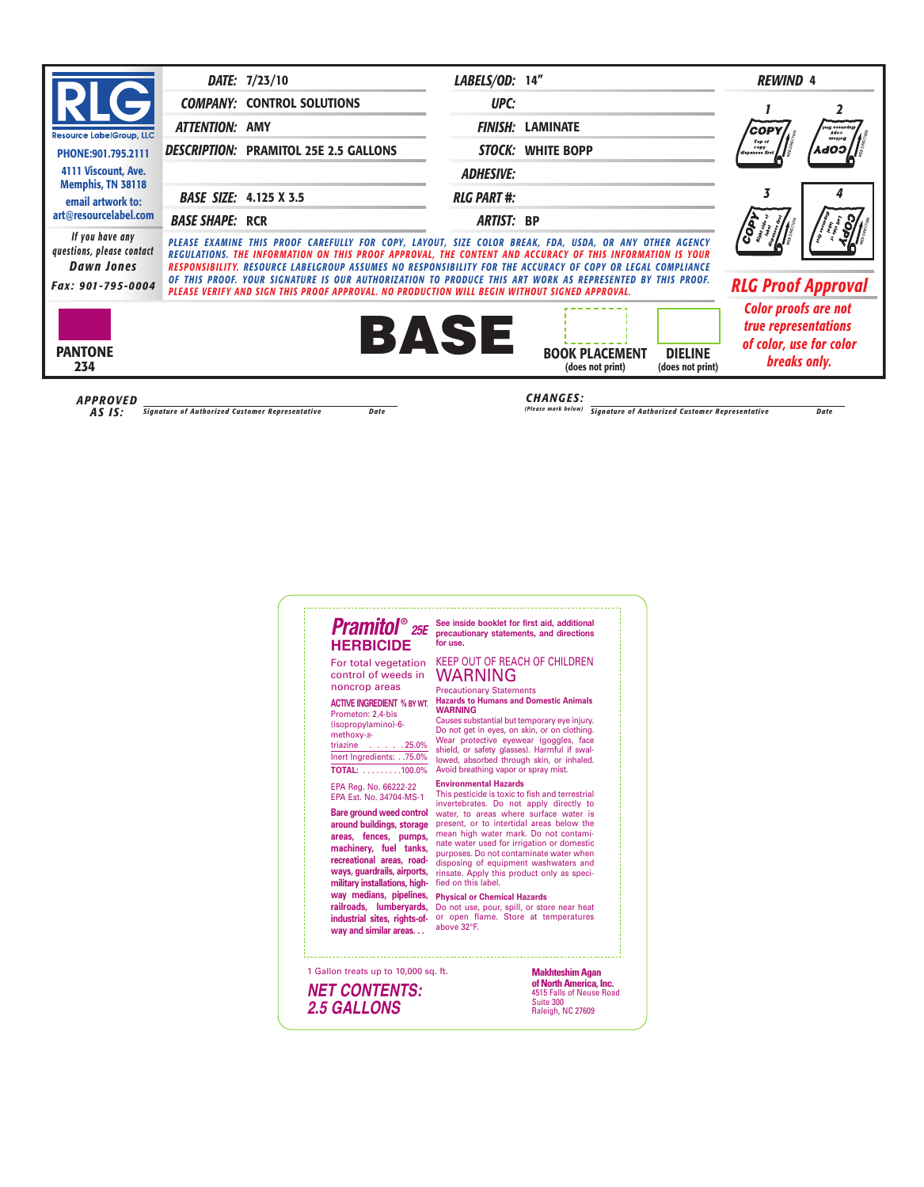**RLG**
Resource LabelGroup, LLC
PHONE:901.795.2111
4111 Viscount, Ave.
Memphis, TN 38118
email artwork to:
art@resourcelabel.com

*If you have any questions, please contact*
*Dawn Jones*
*Fax: 901-795-0004*

| | | | |
|---|---|---|---|
| **DATE:** | 7/23/10 | **LABELS/OD:** | 14" |
| **COMPANY:** | CONTROL SOLUTIONS | **UPC:** | |
| **ATTENTION:** | AMY | **FINISH:** | LAMINATE |
| **DESCRIPTION:** | PRAMITOL 25E 2.5 GALLONS | **STOCK:** | WHITE BOPP |
| | | **ADHESIVE:** | |
| **BASE SIZE:** | 4.125 X 3.5 | **RLG PART #:** | |
| **BASE SHAPE:** | RCR | **ARTIST:** | BP |

**REWIND** 4

1 COPY Top of copy dispenses first
2 COPY Bottom of copy dispenses first
3 COPY Right side of label dispenses first
4 COPY Left side of label dispenses first

*PLEASE EXAMINE THIS PROOF CAREFULLY FOR COPY, LAYOUT, SIZE COLOR BREAK, FDA, USDA, OR ANY OTHER AGENCY REGULATIONS. THE INFORMATION ON THIS PROOF APPROVAL, THE CONTENT AND ACCURACY OF THIS INFORMATION IS YOUR RESPONSIBILITY. RESOURCE LABELGROUP ASSUMES NO RESPONSIBILITY FOR THE ACCURACY OF COPY OR LEGAL COMPLIANCE OF THIS PROOF. YOUR SIGNATURE IS OUR AUTHORIZATION TO PRODUCE THIS ART WORK AS REPRESENTED BY THIS PROOF. PLEASE VERIFY AND SIGN THIS PROOF APPROVAL. NO PRODUCTION WILL BEGIN WITHOUT SIGNED APPROVAL.*

**RLG Proof Approval**

*Color proofs are not true representations of color, use for color breaks only.*

PANTONE 234

**BASE**

BOOK PLACEMENT (does not print)

DIELINE (does not print)

APPROVED AS IS: ______________________ Signature of Authorized Customer Representative — Date

CHANGES: (Please mark below) ______________________ Signature of Authorized Customer Representative — Date

---

# Pramitol® 25E
## HERBICIDE

For total vegetation control of weeds in noncrop areas

| ACTIVE INGREDIENT | % BY WT. |
|---|---|
| Prometon: 2,4-bis (isopropylamino)-6-methoxy-*s*-triazine | 25.0% |
| Inert Ingredients: | 75.0% |
| **TOTAL:** | 100.0% |

EPA Reg. No. 66222-22
EPA Est. No. 34704-MS-1

**Bare ground weed control around buildings, storage areas, fences, pumps, machinery, fuel tanks, recreational areas, roadways, guardrails, airports, military installations, highway medians, pipelines, railroads, lumberyards, industrial sites, rights-of-way and similar areas. . .**

**See inside booklet for first aid, additional precautionary statements, and directions for use.**

KEEP OUT OF REACH OF CHILDREN
## WARNING

Precautionary Statements

**Hazards to Humans and Domestic Animals**
**WARNING**
Causes substantial but temporary eye injury. Do not get in eyes, on skin, or on clothing. Wear protective eyewear (goggles, face shield, or safety glasses). Harmful if swallowed, absorbed through skin, or inhaled. Avoid breathing vapor or spray mist.

**Environmental Hazards**
This pesticide is toxic to fish and terrestrial invertebrates. Do not apply directly to water, to areas where surface water is present, or to intertidal areas below the mean high water mark. Do not contaminate water used for irrigation or domestic purposes. Do not contaminate water when disposing of equipment washwaters and rinsate. Apply this product only as specified on this label.

**Physical or Chemical Hazards**
Do not use, pour, spill, or store near heat or open flame. Store at temperatures above 32°F.

1 Gallon treats up to 10,000 sq. ft.

***NET CONTENTS: 2.5 GALLONS***

**Makhteshim Agan of North America, Inc.**
4515 Falls of Neuse Road
Suite 300
Raleigh, NC 27609